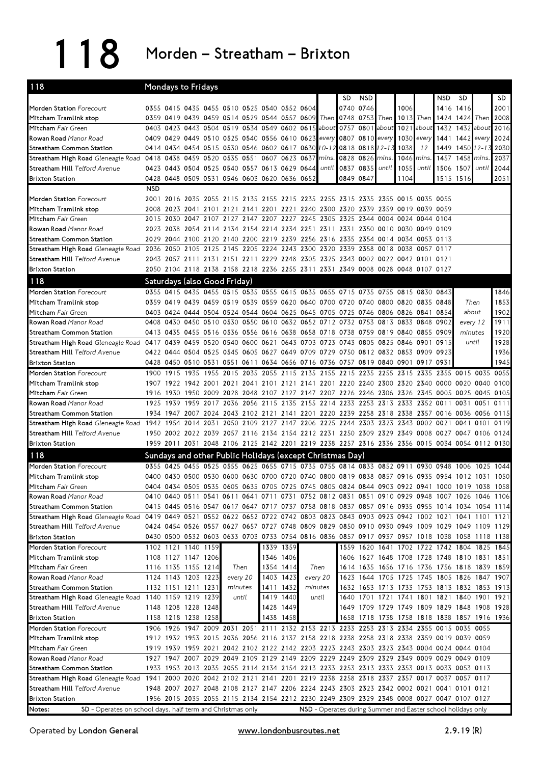# 118 Morden – Streatham – Brixton

## Mondays to Fridays

| 118 | | | | | | | | | | | SD | NSD | | | | NSD | SD | | SD |
|---|---|---|---|---|---|---|---|---|---|---|---|---|---|---|---|---|---|---|---|
| Morden Station *Forecourt* | 0355 | 0415 | 0435 | 0455 | 0510 | 0525 | 0540 | 0552 | 0604 | | 0740 | 0746 | | 1006 | | 1416 | 1416 | | 2001 |
| Mitcham Tramlink stop | 0359 | 0419 | 0439 | 0459 | 0514 | 0529 | 0544 | 0557 | 0609 | Then | 0748 | 0753 | Then | 1013 | Then | 1424 | 1424 | Then | 2008 |
| Mitcham *Fair Green* | 0403 | 0423 | 0443 | 0504 | 0519 | 0534 | 0549 | 0602 | 0615 | about | 0757 | 0801 | about | 1021 | about | 1432 | 1432 | about | 2016 |
| Rowan Road *Manor Road* | 0409 | 0429 | 0449 | 0510 | 0525 | 0540 | 0556 | 0610 | 0623 | every | 0807 | 0810 | every | 1030 | every | 1441 | 1442 | every | 2024 |
| Streatham Common Station | 0414 | 0434 | 0454 | 0515 | 0530 | 0546 | 0602 | 0617 | 0630 | 10-12 | 0818 | 0818 | 12-13 | 1038 | 12 | 1449 | 1450 | 12-13 | 2030 |
| Streatham High Road *Gleneagle Road* | 0418 | 0438 | 0459 | 0520 | 0535 | 0551 | 0607 | 0623 | 0637 | mins. | 0828 | 0826 | mins. | 1046 | mins. | 1457 | 1458 | mins. | 2037 |
| Streatham Hill *Telford Avenue* | 0423 | 0443 | 0504 | 0525 | 0540 | 0557 | 0613 | 0629 | 0644 | until | 0837 | 0835 | until | 1055 | until | 1506 | 1507 | until | 2044 |
| Brixton Station | 0428 | 0448 | 0509 | 0531 | 0546 | 0603 | 0620 | 0636 | 0652 | | 0849 | 0847 | | 1104 | | 1515 | 1516 | | 2051 |

| | NSD | | | | | | | | | | | | | | | |
|---|---|---|---|---|---|---|---|---|---|---|---|---|---|---|---|---|
| Morden Station *Forecourt* | 2001 | 2016 | 2035 | 2055 | 2115 | 2135 | 2155 | 2215 | 2235 | 2255 | 2315 | 2335 | 2355 | 0015 | 0035 | 0055 |
| Mitcham Tramlink stop | 2008 | 2023 | 2041 | 2101 | 2121 | 2141 | 2201 | 2221 | 2240 | 2300 | 2320 | 2339 | 2359 | 0019 | 0039 | 0059 |
| Mitcham *Fair Green* | 2015 | 2030 | 2047 | 2107 | 2127 | 2147 | 2207 | 2227 | 2245 | 2305 | 2325 | 2344 | 0004 | 0024 | 0044 | 0104 |
| Rowan Road *Manor Road* | 2023 | 2038 | 2054 | 2114 | 2134 | 2154 | 2214 | 2234 | 2251 | 2311 | 2331 | 2350 | 0010 | 0030 | 0049 | 0109 |
| Streatham Common Station | 2029 | 2044 | 2100 | 2120 | 2140 | 2200 | 2219 | 2239 | 2256 | 2316 | 2335 | 2354 | 0014 | 0034 | 0053 | 0113 |
| Streatham High Road *Gleneagle Road* | 2036 | 2050 | 2105 | 2125 | 2145 | 2205 | 2224 | 2243 | 2300 | 2320 | 2339 | 2358 | 0018 | 0038 | 0057 | 0117 |
| Streatham Hill *Telford Avenue* | 2043 | 2057 | 2111 | 2131 | 2151 | 2211 | 2229 | 2248 | 2305 | 2325 | 2343 | 0002 | 0022 | 0042 | 0101 | 0121 |
| Brixton Station | 2050 | 2104 | 2118 | 2138 | 2158 | 2218 | 2236 | 2255 | 2311 | 2331 | 2349 | 0008 | 0028 | 0048 | 0107 | 0127 |

## Saturdays (also Good Friday)

| 118 | | | | | | | | | | | | | | | | | | |
|---|---|---|---|---|---|---|---|---|---|---|---|---|---|---|---|---|---|---|
| Morden Station *Forecourt* | 0355 | 0415 | 0435 | 0455 | 0515 | 0535 | 0555 | 0615 | 0635 | 0655 | 0715 | 0735 | 0755 | 0815 | 0830 | 0843 | | 1846 |
| Mitcham Tramlink stop | 0359 | 0419 | 0439 | 0459 | 0519 | 0539 | 0559 | 0620 | 0640 | 0700 | 0720 | 0740 | 0800 | 0820 | 0835 | 0848 | Then | 1853 |
| Mitcham *Fair Green* | 0403 | 0424 | 0444 | 0504 | 0524 | 0544 | 0604 | 0625 | 0645 | 0705 | 0725 | 0746 | 0806 | 0826 | 0841 | 0854 | about | 1902 |
| Rowan Road *Manor Road* | 0408 | 0430 | 0450 | 0510 | 0530 | 0550 | 0610 | 0632 | 0652 | 0712 | 0732 | 0753 | 0813 | 0833 | 0848 | 0902 | every 12 | 1911 |
| Streatham Common Station | 0413 | 0435 | 0455 | 0516 | 0536 | 0556 | 0616 | 0638 | 0658 | 0718 | 0738 | 0759 | 0819 | 0840 | 0855 | 0909 | minutes | 1920 |
| Streatham High Road *Gleneagle Road* | 0417 | 0439 | 0459 | 0520 | 0540 | 0600 | 0621 | 0643 | 0703 | 0723 | 0743 | 0805 | 0825 | 0846 | 0901 | 0915 | until | 1928 |
| Streatham Hill *Telford Avenue* | 0422 | 0444 | 0504 | 0525 | 0545 | 0605 | 0627 | 0649 | 0709 | 0729 | 0750 | 0812 | 0832 | 0853 | 0909 | 0923 | | 1936 |
| Brixton Station | 0428 | 0450 | 0510 | 0531 | 0551 | 0611 | 0634 | 0656 | 0716 | 0736 | 0757 | 0819 | 0840 | 0901 | 0917 | 0931 | | 1945 |

| | | | | | | | | | | | | | | | | | | |
|---|---|---|---|---|---|---|---|---|---|---|---|---|---|---|---|---|---|---|
| Morden Station *Forecourt* | 1900 | 1915 | 1935 | 1955 | 2015 | 2035 | 2055 | 2115 | 2135 | 2155 | 2215 | 2235 | 2255 | 2315 | 2335 | 2355 | 0015 | 0035 | 0055 |
| Mitcham Tramlink stop | 1907 | 1922 | 1942 | 2001 | 2021 | 2041 | 2101 | 2121 | 2141 | 2201 | 2220 | 2240 | 2300 | 2320 | 2340 | 0000 | 0020 | 0040 | 0100 |
| Mitcham *Fair Green* | 1916 | 1930 | 1950 | 2009 | 2028 | 2048 | 2107 | 2127 | 2147 | 2207 | 2226 | 2246 | 2306 | 2326 | 2345 | 0005 | 0025 | 0045 | 0105 |
| Rowan Road *Manor Road* | 1925 | 1939 | 1959 | 2017 | 2036 | 2056 | 2115 | 2135 | 2155 | 2214 | 2233 | 2253 | 2313 | 2333 | 2352 | 0011 | 0031 | 0051 | 0111 |
| Streatham Common Station | 1934 | 1947 | 2007 | 2024 | 2043 | 2102 | 2121 | 2141 | 2201 | 2220 | 2239 | 2258 | 2318 | 2338 | 2357 | 0016 | 0036 | 0056 | 0115 |
| Streatham High Road *Gleneagle Road* | 1942 | 1954 | 2014 | 2031 | 2050 | 2109 | 2127 | 2147 | 2206 | 2225 | 2244 | 2303 | 2323 | 2343 | 0002 | 0021 | 0041 | 0101 | 0119 |
| Streatham Hill *Telford Avenue* | 1950 | 2002 | 2022 | 2039 | 2057 | 2116 | 2134 | 2154 | 2212 | 2231 | 2250 | 2309 | 2329 | 2349 | 0008 | 0027 | 0047 | 0106 | 0124 |
| Brixton Station | 1959 | 2011 | 2031 | 2048 | 2106 | 2125 | 2142 | 2201 | 2219 | 2238 | 2257 | 2316 | 2336 | 2356 | 0015 | 0034 | 0054 | 0112 | 0130 |

## Sundays and other Public Holidays (except Christmas Day)

| 118 | | | | | | | | | | | | | | | | | | |
|---|---|---|---|---|---|---|---|---|---|---|---|---|---|---|---|---|---|---|
| Morden Station *Forecourt* | 0355 | 0425 | 0455 | 0525 | 0555 | 0625 | 0655 | 0715 | 0735 | 0755 | 0814 | 0833 | 0852 | 0911 | 0930 | 0948 | 1006 | 1025 | 1044 |
| Mitcham Tramlink stop | 0400 | 0430 | 0500 | 0530 | 0600 | 0630 | 0700 | 0720 | 0740 | 0800 | 0819 | 0838 | 0857 | 0916 | 0935 | 0954 | 1012 | 1031 | 1050 |
| Mitcham *Fair Green* | 0404 | 0434 | 0505 | 0535 | 0605 | 0635 | 0705 | 0725 | 0745 | 0805 | 0824 | 0844 | 0903 | 0922 | 0941 | 1000 | 1019 | 1038 | 1058 |
| Rowan Road *Manor Road* | 0410 | 0440 | 0511 | 0541 | 0611 | 0641 | 0711 | 0731 | 0752 | 0812 | 0831 | 0851 | 0910 | 0929 | 0948 | 1007 | 1026 | 1046 | 1106 |
| Streatham Common Station | 0415 | 0445 | 0516 | 0547 | 0617 | 0647 | 0717 | 0737 | 0758 | 0818 | 0837 | 0857 | 0916 | 0935 | 0955 | 1014 | 1034 | 1054 | 1114 |
| Streatham High Road *Gleneagle Road* | 0419 | 0449 | 0521 | 0552 | 0622 | 0652 | 0722 | 0742 | 0803 | 0823 | 0843 | 0903 | 0923 | 0942 | 1002 | 1021 | 1041 | 1101 | 1121 |
| Streatham Hill *Telford Avenue* | 0424 | 0454 | 0526 | 0557 | 0627 | 0657 | 0727 | 0748 | 0809 | 0829 | 0850 | 0910 | 0930 | 0949 | 1009 | 1029 | 1049 | 1109 | 1129 |
| Brixton Station | 0430 | 0500 | 0532 | 0603 | 0633 | 0703 | 0733 | 0754 | 0816 | 0836 | 0857 | 0917 | 0937 | 0957 | 1018 | 1038 | 1058 | 1118 | 1138 |

| | | | | | | | | | | | | | | | | | | |
|---|---|---|---|---|---|---|---|---|---|---|---|---|---|---|---|---|---|---|
| Morden Station *Forecourt* | 1102 | 1121 | 1140 | 1159 | | 1339 | 1359 | | 1559 | 1620 | 1641 | 1702 | 1722 | 1742 | 1804 | 1825 | 1845 |
| Mitcham Tramlink stop | 1108 | 1127 | 1147 | 1206 | | 1346 | 1406 | | 1606 | 1627 | 1648 | 1708 | 1728 | 1748 | 1810 | 1831 | 1851 |
| Mitcham *Fair Green* | 1116 | 1135 | 1155 | 1214 | Then | 1354 | 1414 | Then | 1614 | 1635 | 1656 | 1716 | 1736 | 1756 | 1818 | 1839 | 1859 |
| Rowan Road *Manor Road* | 1124 | 1143 | 1203 | 1223 | every 20 | 1403 | 1423 | every 20 | 1623 | 1644 | 1705 | 1725 | 1745 | 1805 | 1826 | 1847 | 1907 |
| Streatham Common Station | 1132 | 1151 | 1211 | 1231 | minutes | 1411 | 1432 | minutes | 1632 | 1653 | 1713 | 1733 | 1753 | 1813 | 1832 | 1853 | 1913 |
| Streatham High Road *Gleneagle Road* | 1140 | 1159 | 1219 | 1239 | until | 1419 | 1440 | until | 1640 | 1701 | 1721 | 1741 | 1801 | 1821 | 1840 | 1901 | 1921 |
| Streatham Hill *Telford Avenue* | 1148 | 1208 | 1228 | 1248 | | 1428 | 1449 | | 1649 | 1709 | 1729 | 1749 | 1809 | 1829 | 1848 | 1908 | 1928 |
| Brixton Station | 1158 | 1218 | 1238 | 1258 | | 1438 | 1458 | | 1658 | 1718 | 1738 | 1758 | 1818 | 1838 | 1857 | 1916 | 1936 |

| | | | | | | | | | | | | | | | | | | |
|---|---|---|---|---|---|---|---|---|---|---|---|---|---|---|---|---|---|---|
| Morden Station *Forecourt* | 1906 | 1926 | 1947 | 2009 | 2031 | 2051 | 2111 | 2132 | 2153 | 2213 | 2233 | 2253 | 2313 | 2334 | 2355 | 0015 | 0035 | 0055 |
| Mitcham Tramlink stop | 1912 | 1932 | 1953 | 2015 | 2036 | 2056 | 2116 | 2137 | 2158 | 2218 | 2238 | 2258 | 2318 | 2338 | 2359 | 0019 | 0039 | 0059 |
| Mitcham *Fair Green* | 1919 | 1939 | 1959 | 2021 | 2042 | 2102 | 2122 | 2142 | 2203 | 2223 | 2243 | 2303 | 2323 | 2343 | 0004 | 0024 | 0044 | 0104 |
| Rowan Road *Manor Road* | 1927 | 1947 | 2007 | 2029 | 2049 | 2109 | 2129 | 2149 | 2209 | 2229 | 2249 | 2309 | 2329 | 2349 | 0009 | 0029 | 0049 | 0109 |
| Streatham Common Station | 1933 | 1953 | 2013 | 2035 | 2055 | 2114 | 2134 | 2154 | 2213 | 2233 | 2253 | 2313 | 2333 | 2353 | 0013 | 0033 | 0053 | 0113 |
| Streatham High Road *Gleneagle Road* | 1941 | 2000 | 2020 | 2042 | 2102 | 2121 | 2141 | 2201 | 2219 | 2238 | 2258 | 2318 | 2337 | 2357 | 0017 | 0037 | 0057 | 0117 |
| Streatham Hill *Telford Avenue* | 1948 | 2007 | 2027 | 2048 | 2108 | 2127 | 2147 | 2206 | 2224 | 2243 | 2303 | 2323 | 2342 | 0002 | 0021 | 0041 | 0101 | 0121 |
| Brixton Station | 1956 | 2015 | 2035 | 2055 | 2115 | 2134 | 2154 | 2212 | 2230 | 2249 | 2309 | 2329 | 2348 | 0008 | 0027 | 0047 | 0107 | 0127 |

Notes: SD - Operates on school days, half term and Christmas only. NSD - Operates during Summer and Easter school holidays only

Operated by **London General** www.londonbusroutes.net 2.9.19 (R)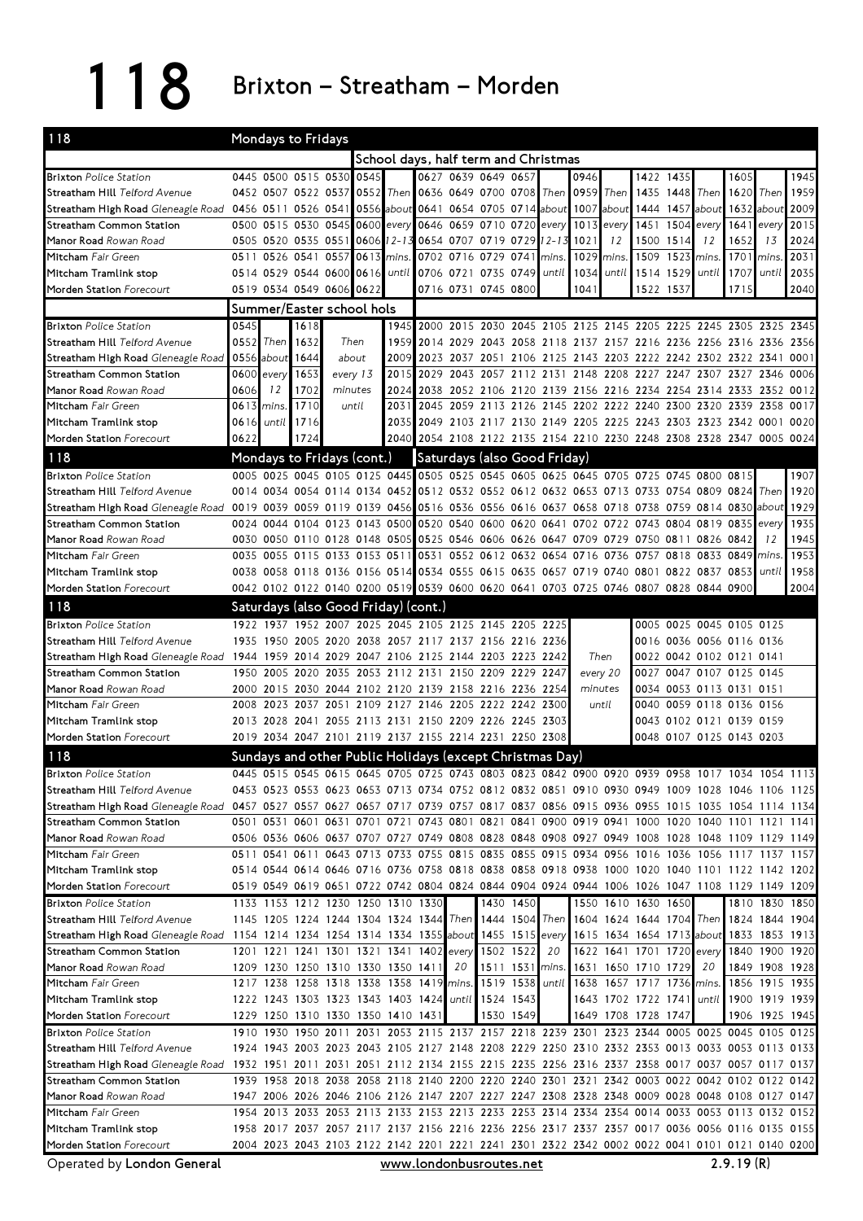# 118 Brixton – Streatham – Morden

## Mondays to Fridays

### School days, half term and Christmas

| 118 | | | | | | | | | | | | | | | | | | | |
|---|---|---|---|---|---|---|---|---|---|---|---|---|---|---|---|---|---|---|---|
| Brixton *Police Station* | 0445 | 0500 | 0515 | 0530 | 0545 | | 0627 | 0639 | 0649 | 0657 | | 0946 | | 1422 | 1435 | | 1605 | | 1945 |
| Streatham Hill *Telford Avenue* | 0452 | 0507 | 0522 | 0537 | 0552 | Then | 0636 | 0649 | 0700 | 0708 | Then | 0959 | Then | 1435 | 1448 | Then | 1620 | Then | 1959 |
| Streatham High Road *Gleneagle Road* | 0456 | 0511 | 0526 | 0541 | 0556 | about | 0641 | 0654 | 0705 | 0714 | about | 1007 | about | 1444 | 1457 | about | 1632 | about | 2009 |
| Streatham Common Station | 0500 | 0515 | 0530 | 0545 | 0600 | every | 0646 | 0659 | 0710 | 0720 | every | 1013 | every | 1451 | 1504 | every | 1641 | every | 2015 |
| Manor Road *Rowan Road* | 0505 | 0520 | 0535 | 0551 | 0606 | *12-13* | 0654 | 0707 | 0719 | 0729 | *12-13* | 1021 | *12* | 1500 | 1514 | *12* | 1652 | *13* | 2024 |
| Mitcham *Fair Green* | 0511 | 0526 | 0541 | 0557 | 0613 | mins. | 0702 | 0716 | 0729 | 0741 | mins. | 1029 | mins. | 1509 | 1523 | mins. | 1701 | mins. | 2031 |
| Mitcham Tramlink stop | 0514 | 0529 | 0544 | 0600 | 0616 | until | 0706 | 0721 | 0735 | 0749 | until | 1034 | until | 1514 | 1529 | until | 1707 | until | 2035 |
| Morden Station *Forecourt* | 0519 | 0534 | 0549 | 0606 | 0622 | | 0716 | 0731 | 0745 | 0800 | | 1041 | | 1522 | 1537 | | 1715 | | 2040 |

### Summer/Easter school hols

| | | | | | | | | | | | | | | | | | | |
|---|---|---|---|---|---|---|---|---|---|---|---|---|---|---|---|---|---|---|
| Brixton *Police Station* | 0545 | | 1618 | | 1945 | 2000 | 2015 | 2030 | 2045 | 2105 | 2125 | 2145 | 2205 | 2225 | 2245 | 2305 | 2325 | 2345 |
| Streatham Hill *Telford Avenue* | 0552 | Then | 1632 | Then | 1959 | 2014 | 2029 | 2043 | 2058 | 2118 | 2137 | 2157 | 2216 | 2236 | 2256 | 2316 | 2336 | 2356 |
| Streatham High Road *Gleneagle Road* | 0556 | about | 1644 | about | 2009 | 2023 | 2037 | 2051 | 2106 | 2125 | 2143 | 2203 | 2222 | 2242 | 2302 | 2322 | 2341 | 0001 |
| Streatham Common Station | 0600 | every | 1653 | every 13 | 2015 | 2029 | 2043 | 2057 | 2112 | 2131 | 2148 | 2208 | 2227 | 2247 | 2307 | 2327 | 2346 | 0006 |
| Manor Road *Rowan Road* | 0606 | *12* | 1702 | minutes | 2024 | 2038 | 2052 | 2106 | 2120 | 2139 | 2156 | 2216 | 2234 | 2254 | 2314 | 2333 | 2352 | 0012 |
| Mitcham *Fair Green* | 0613 | mins. | 1710 | until | 2031 | 2045 | 2059 | 2113 | 2126 | 2145 | 2202 | 2222 | 2240 | 2300 | 2320 | 2339 | 2358 | 0017 |
| Mitcham Tramlink stop | 0616 | until | 1716 | | 2035 | 2049 | 2103 | 2117 | 2130 | 2149 | 2205 | 2225 | 2243 | 2303 | 2323 | 2342 | 0001 | 0020 |
| Morden Station *Forecourt* | 0622 | | 1724 | | 2040 | 2054 | 2108 | 2122 | 2135 | 2154 | 2210 | 2230 | 2248 | 2308 | 2328 | 2347 | 0005 | 0024 |

## Mondays to Fridays (cont.)

| 118 | | | | | | |
|---|---|---|---|---|---|---|
| Brixton *Police Station* | 0005 | 0025 | 0045 | 0105 | 0125 | 0445 |
| Streatham Hill *Telford Avenue* | 0014 | 0034 | 0054 | 0114 | 0134 | 0452 |
| Streatham High Road *Gleneagle Road* | 0019 | 0039 | 0059 | 0119 | 0139 | 0456 |
| Streatham Common Station | 0024 | 0044 | 0104 | 0123 | 0143 | 0500 |
| Manor Road *Rowan Road* | 0030 | 0050 | 0110 | 0128 | 0148 | 0505 |
| Mitcham *Fair Green* | 0035 | 0055 | 0115 | 0133 | 0153 | 0511 |
| Mitcham Tramlink stop | 0038 | 0058 | 0118 | 0136 | 0156 | 0514 |
| Morden Station *Forecourt* | 0042 | 0102 | 0122 | 0140 | 0200 | 0519 |

## Saturdays (also Good Friday)

| 118 | | | | | | | | | | | | | |
|---|---|---|---|---|---|---|---|---|---|---|---|---|---|
| Brixton *Police Station* | 0505 | 0525 | 0545 | 0605 | 0625 | 0645 | 0705 | 0725 | 0745 | 0800 | 0815 | | 1907 |
| Streatham Hill *Telford Avenue* | 0512 | 0532 | 0552 | 0612 | 0632 | 0653 | 0713 | 0733 | 0754 | 0809 | 0824 | Then | 1920 |
| Streatham High Road *Gleneagle Road* | 0516 | 0536 | 0556 | 0616 | 0637 | 0658 | 0718 | 0738 | 0759 | 0814 | 0830 | about | 1929 |
| Streatham Common Station | 0520 | 0540 | 0600 | 0620 | 0641 | 0702 | 0722 | 0743 | 0804 | 0819 | 0835 | every | 1935 |
| Manor Road *Rowan Road* | 0525 | 0546 | 0606 | 0626 | 0647 | 0709 | 0729 | 0750 | 0811 | 0826 | 0842 | *12* | 1945 |
| Mitcham *Fair Green* | 0531 | 0552 | 0612 | 0632 | 0654 | 0716 | 0736 | 0757 | 0818 | 0833 | 0849 | mins. | 1953 |
| Mitcham Tramlink stop | 0534 | 0555 | 0615 | 0635 | 0657 | 0719 | 0740 | 0801 | 0822 | 0837 | 0853 | until | 1958 |
| Morden Station *Forecourt* | 0539 | 0600 | 0620 | 0641 | 0703 | 0725 | 0746 | 0807 | 0828 | 0844 | 0900 | | 2004 |

## Saturdays (also Good Friday) (cont.)

| 118 | | | | | | | | | | | | | | | | | |
|---|---|---|---|---|---|---|---|---|---|---|---|---|---|---|---|---|---|
| Brixton *Police Station* | 1922 | 1937 | 1952 | 2007 | 2025 | 2045 | 2105 | 2125 | 2145 | 2205 | 2225 | | 0005 | 0025 | 0045 | 0105 | 0125 |
| Streatham Hill *Telford Avenue* | 1935 | 1950 | 2005 | 2020 | 2038 | 2057 | 2117 | 2137 | 2156 | 2216 | 2236 | | 0016 | 0036 | 0056 | 0116 | 0136 |
| Streatham High Road *Gleneagle Road* | 1944 | 1959 | 2014 | 2029 | 2047 | 2106 | 2125 | 2144 | 2203 | 2223 | 2242 | Then | 0022 | 0042 | 0102 | 0121 | 0141 |
| Streatham Common Station | 1950 | 2005 | 2020 | 2035 | 2053 | 2112 | 2131 | 2150 | 2209 | 2229 | 2247 | every 20 | 0027 | 0047 | 0107 | 0125 | 0145 |
| Manor Road *Rowan Road* | 2000 | 2015 | 2030 | 2044 | 2102 | 2120 | 2139 | 2158 | 2216 | 2236 | 2254 | minutes | 0034 | 0053 | 0113 | 0131 | 0151 |
| Mitcham *Fair Green* | 2008 | 2023 | 2037 | 2051 | 2109 | 2127 | 2146 | 2205 | 2222 | 2242 | 2300 | until | 0040 | 0059 | 0118 | 0136 | 0156 |
| Mitcham Tramlink stop | 2013 | 2028 | 2041 | 2055 | 2113 | 2131 | 2150 | 2209 | 2226 | 2245 | 2303 | | 0043 | 0102 | 0121 | 0139 | 0159 |
| Morden Station *Forecourt* | 2019 | 2034 | 2047 | 2101 | 2119 | 2137 | 2155 | 2214 | 2231 | 2250 | 2308 | | 0048 | 0107 | 0125 | 0143 | 0203 |

## Sundays and other Public Holidays (except Christmas Day)

| 118 | | | | | | | | | | | | | | | | | | | |
|---|---|---|---|---|---|---|---|---|---|---|---|---|---|---|---|---|---|---|---|
| Brixton *Police Station* | 0445 | 0515 | 0545 | 0615 | 0645 | 0705 | 0725 | 0743 | 0803 | 0823 | 0842 | 0900 | 0920 | 0939 | 0958 | 1017 | 1034 | 1054 | 1113 |
| Streatham Hill *Telford Avenue* | 0453 | 0523 | 0553 | 0623 | 0653 | 0713 | 0734 | 0752 | 0812 | 0832 | 0851 | 0910 | 0930 | 0949 | 1009 | 1028 | 1046 | 1106 | 1125 |
| Streatham High Road *Gleneagle Road* | 0457 | 0527 | 0557 | 0627 | 0657 | 0717 | 0739 | 0757 | 0817 | 0837 | 0856 | 0915 | 0936 | 0955 | 1015 | 1035 | 1054 | 1114 | 1134 |
| Streatham Common Station | 0501 | 0531 | 0601 | 0631 | 0701 | 0721 | 0743 | 0801 | 0821 | 0841 | 0900 | 0919 | 0941 | 1000 | 1020 | 1040 | 1101 | 1121 | 1141 |
| Manor Road *Rowan Road* | 0506 | 0536 | 0606 | 0637 | 0707 | 0727 | 0749 | 0808 | 0828 | 0848 | 0908 | 0927 | 0949 | 1008 | 1028 | 1048 | 1109 | 1129 | 1149 |
| Mitcham *Fair Green* | 0511 | 0541 | 0611 | 0643 | 0713 | 0733 | 0755 | 0815 | 0835 | 0855 | 0915 | 0934 | 0956 | 1016 | 1036 | 1056 | 1117 | 1137 | 1157 |
| Mitcham Tramlink stop | 0514 | 0544 | 0614 | 0646 | 0716 | 0736 | 0758 | 0818 | 0838 | 0858 | 0918 | 0938 | 1000 | 1020 | 1040 | 1101 | 1122 | 1142 | 1202 |
| Morden Station *Forecourt* | 0519 | 0549 | 0619 | 0651 | 0722 | 0742 | 0804 | 0824 | 0844 | 0904 | 0924 | 0944 | 1006 | 1026 | 1047 | 1108 | 1129 | 1149 | 1209 |

| | | | | | | | | | | | | | | | | | | | |
|---|---|---|---|---|---|---|---|---|---|---|---|---|---|---|---|---|---|---|---|
| Brixton *Police Station* | 1133 | 1153 | 1212 | 1230 | 1250 | 1310 | 1330 | | 1430 | 1450 | | 1550 | 1610 | 1630 | 1650 | | 1810 | 1830 | 1850 |
| Streatham Hill *Telford Avenue* | 1145 | 1205 | 1224 | 1244 | 1304 | 1324 | 1344 | Then | 1444 | 1504 | Then | 1604 | 1624 | 1644 | 1704 | Then | 1824 | 1844 | 1904 |
| Streatham High Road *Gleneagle Road* | 1154 | 1214 | 1234 | 1254 | 1314 | 1334 | 1355 | about | 1455 | 1515 | every | 1615 | 1634 | 1654 | 1713 | about | 1833 | 1853 | 1913 |
| Streatham Common Station | 1201 | 1221 | 1241 | 1301 | 1321 | 1341 | 1402 | every | 1502 | 1522 | *20* | 1622 | 1641 | 1701 | 1720 | every | 1840 | 1900 | 1920 |
| Manor Road *Rowan Road* | 1209 | 1230 | 1250 | 1310 | 1330 | 1350 | 1411 | *20* | 1511 | 1531 | mins. | 1631 | 1650 | 1710 | 1729 | *20* | 1849 | 1908 | 1928 |
| Mitcham *Fair Green* | 1217 | 1238 | 1258 | 1318 | 1338 | 1358 | 1419 | mins. | 1519 | 1538 | until | 1638 | 1657 | 1717 | 1736 | mins. | 1856 | 1915 | 1935 |
| Mitcham Tramlink stop | 1222 | 1243 | 1303 | 1323 | 1343 | 1403 | 1424 | until | 1524 | 1543 | | 1643 | 1702 | 1722 | 1741 | until | 1900 | 1919 | 1939 |
| Morden Station *Forecourt* | 1229 | 1250 | 1310 | 1330 | 1350 | 1410 | 1431 | | 1530 | 1549 | | 1649 | 1708 | 1728 | 1747 | | 1906 | 1925 | 1945 |

| | | | | | | | | | | | | | | | | | | | |
|---|---|---|---|---|---|---|---|---|---|---|---|---|---|---|---|---|---|---|---|
| Brixton *Police Station* | 1910 | 1930 | 1950 | 2011 | 2031 | 2053 | 2115 | 2137 | 2157 | 2218 | 2239 | 2301 | 2323 | 2344 | 0005 | 0025 | 0045 | 0105 | 0125 |
| Streatham Hill *Telford Avenue* | 1924 | 1943 | 2003 | 2023 | 2043 | 2105 | 2127 | 2148 | 2208 | 2229 | 2250 | 2310 | 2332 | 2353 | 0013 | 0033 | 0053 | 0113 | 0133 |
| Streatham High Road *Gleneagle Road* | 1932 | 1951 | 2011 | 2031 | 2051 | 2112 | 2134 | 2155 | 2215 | 2235 | 2256 | 2316 | 2337 | 2358 | 0017 | 0037 | 0057 | 0117 | 0137 |
| Streatham Common Station | 1939 | 1958 | 2018 | 2038 | 2058 | 2118 | 2140 | 2200 | 2220 | 2240 | 2301 | 2321 | 2342 | 0003 | 0022 | 0042 | 0102 | 0122 | 0142 |
| Manor Road *Rowan Road* | 1947 | 2006 | 2026 | 2046 | 2106 | 2126 | 2147 | 2207 | 2227 | 2247 | 2308 | 2328 | 2348 | 0009 | 0028 | 0048 | 0108 | 0127 | 0147 |
| Mitcham *Fair Green* | 1954 | 2013 | 2033 | 2053 | 2113 | 2133 | 2153 | 2213 | 2233 | 2253 | 2314 | 2334 | 2354 | 0014 | 0033 | 0053 | 0113 | 0132 | 0152 |
| Mitcham Tramlink stop | 1958 | 2017 | 2037 | 2057 | 2117 | 2137 | 2156 | 2216 | 2236 | 2256 | 2317 | 2337 | 2357 | 0017 | 0036 | 0056 | 0116 | 0135 | 0155 |
| Morden Station *Forecourt* | 2004 | 2023 | 2043 | 2103 | 2122 | 2142 | 2201 | 2221 | 2241 | 2301 | 2322 | 2342 | 0002 | 0022 | 0041 | 0101 | 0121 | 0140 | 0200 |

Operated by **London General**

www.londonbusroutes.net

2.9.19 (R)